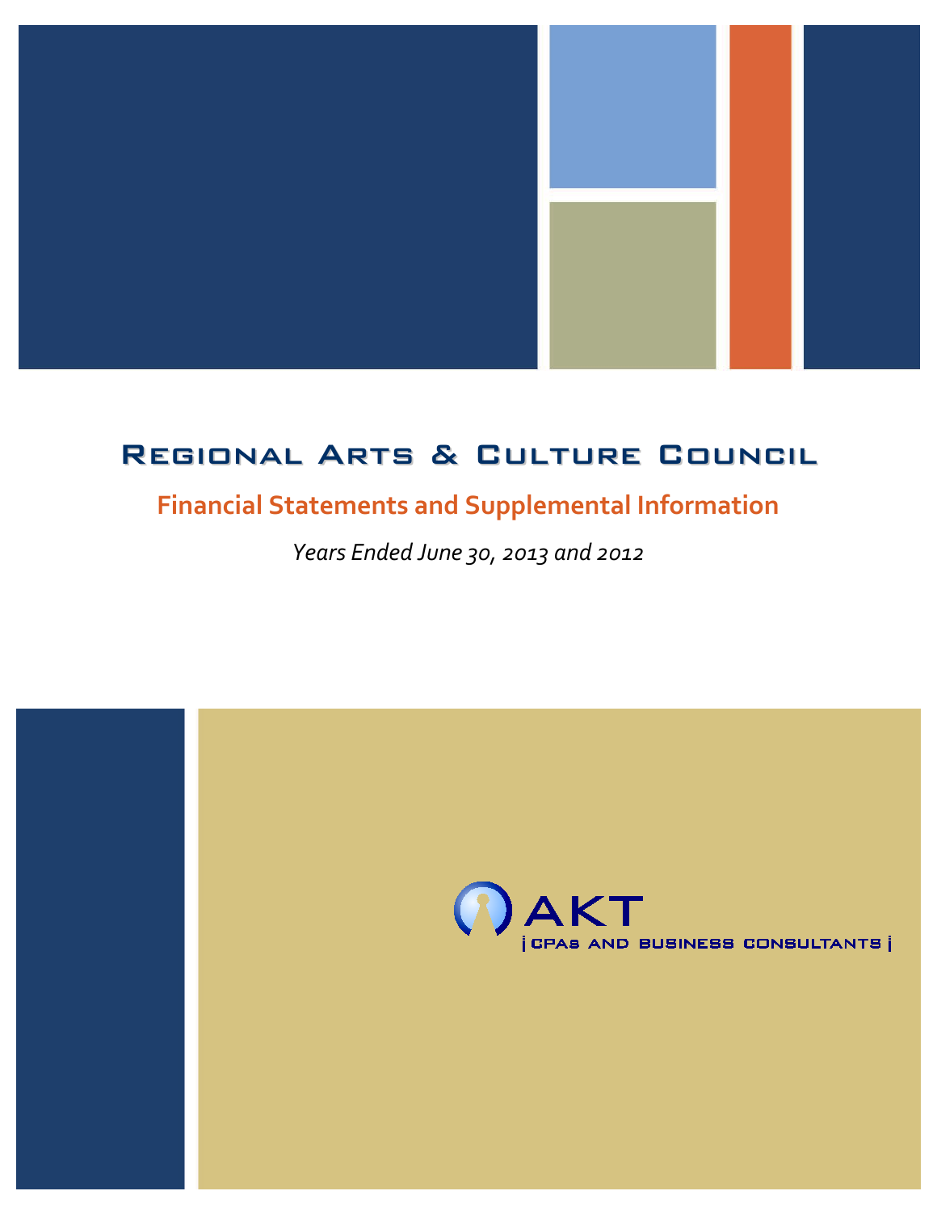# Regional Arts & Culture Council

## Financial Statements and Supplemental Information

*Years Ended June 30, 2013 and 2012*

AKT
| CPAs and Business Consultants |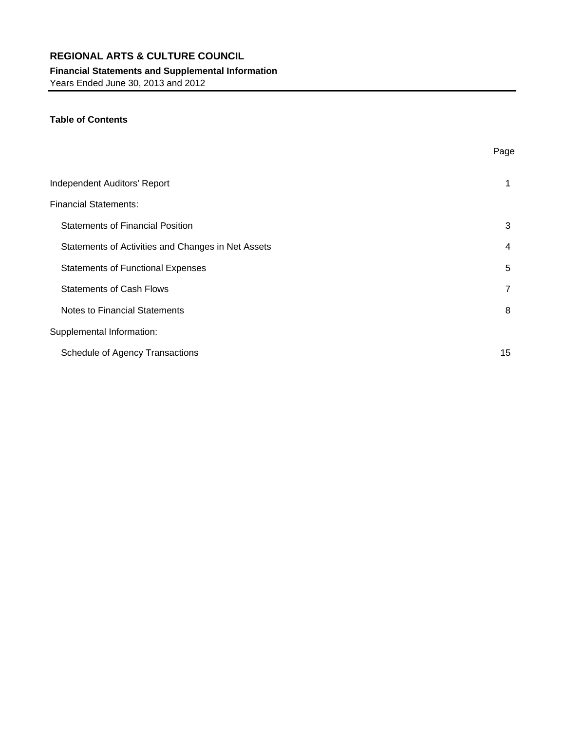# REGIONAL ARTS & CULTURE COUNCIL

**Financial Statements and Supplemental Information**

Years Ended June 30, 2013 and 2012

**Table of Contents**

| | Page |
|---|---|
| Independent Auditors' Report | 1 |
| Financial Statements: | |
| Statements of Financial Position | 3 |
| Statements of Activities and Changes in Net Assets | 4 |
| Statements of Functional Expenses | 5 |
| Statements of Cash Flows | 7 |
| Notes to Financial Statements | 8 |
| Supplemental Information: | |
| Schedule of Agency Transactions | 15 |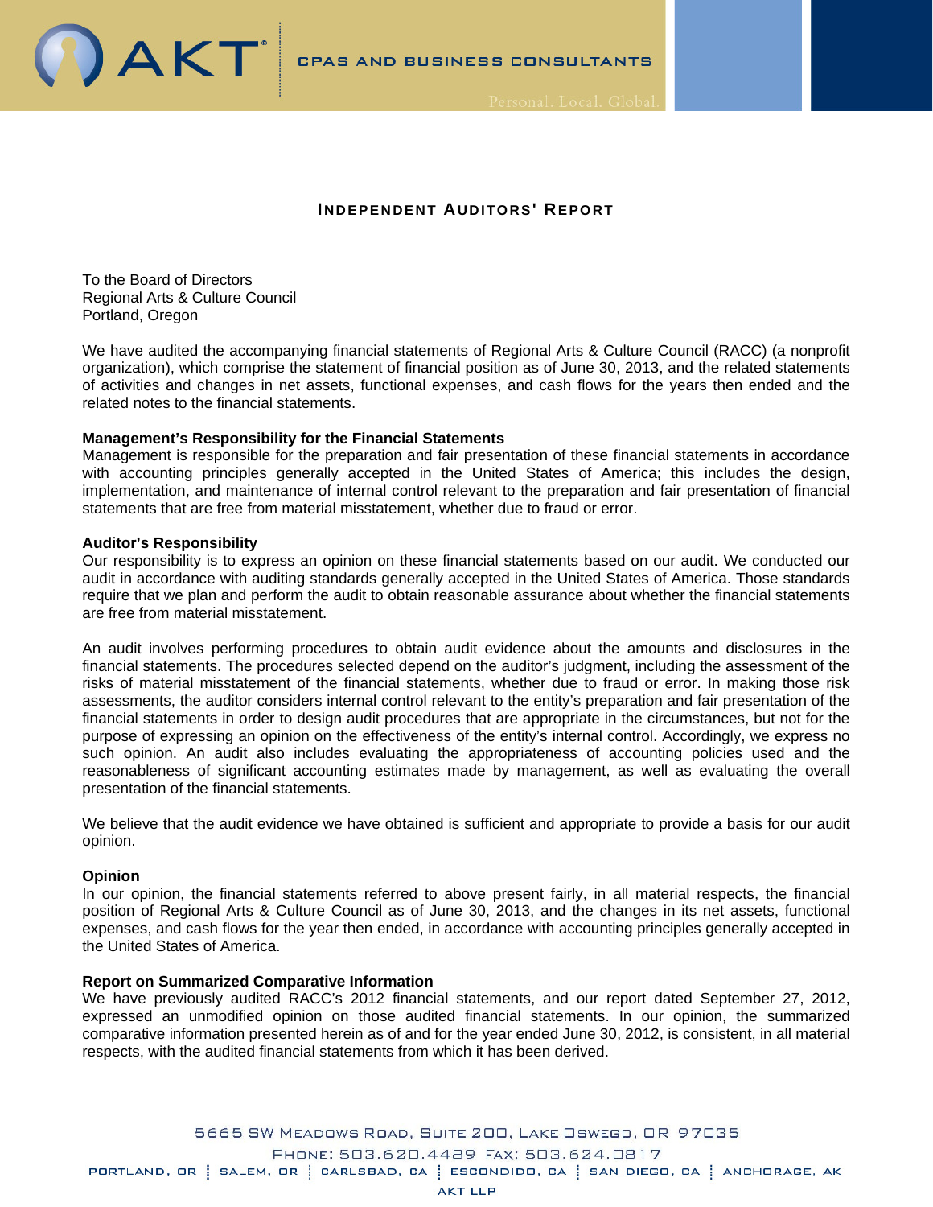# Independent Auditors' Report

To the Board of Directors
Regional Arts & Culture Council
Portland, Oregon

We have audited the accompanying financial statements of Regional Arts & Culture Council (RACC) (a nonprofit organization), which comprise the statement of financial position as of June 30, 2013, and the related statements of activities and changes in net assets, functional expenses, and cash flows for the years then ended and the related notes to the financial statements.

**Management's Responsibility for the Financial Statements**
Management is responsible for the preparation and fair presentation of these financial statements in accordance with accounting principles generally accepted in the United States of America; this includes the design, implementation, and maintenance of internal control relevant to the preparation and fair presentation of financial statements that are free from material misstatement, whether due to fraud or error.

**Auditor's Responsibility**
Our responsibility is to express an opinion on these financial statements based on our audit. We conducted our audit in accordance with auditing standards generally accepted in the United States of America. Those standards require that we plan and perform the audit to obtain reasonable assurance about whether the financial statements are free from material misstatement.

An audit involves performing procedures to obtain audit evidence about the amounts and disclosures in the financial statements. The procedures selected depend on the auditor's judgment, including the assessment of the risks of material misstatement of the financial statements, whether due to fraud or error. In making those risk assessments, the auditor considers internal control relevant to the entity's preparation and fair presentation of the financial statements in order to design audit procedures that are appropriate in the circumstances, but not for the purpose of expressing an opinion on the effectiveness of the entity's internal control. Accordingly, we express no such opinion. An audit also includes evaluating the appropriateness of accounting policies used and the reasonableness of significant accounting estimates made by management, as well as evaluating the overall presentation of the financial statements.

We believe that the audit evidence we have obtained is sufficient and appropriate to provide a basis for our audit opinion.

**Opinion**
In our opinion, the financial statements referred to above present fairly, in all material respects, the financial position of Regional Arts & Culture Council as of June 30, 2013, and the changes in its net assets, functional expenses, and cash flows for the year then ended, in accordance with accounting principles generally accepted in the United States of America.

**Report on Summarized Comparative Information**
We have previously audited RACC's 2012 financial statements, and our report dated September 27, 2012, expressed an unmodified opinion on those audited financial statements. In our opinion, the summarized comparative information presented herein as of and for the year ended June 30, 2012, is consistent, in all material respects, with the audited financial statements from which it has been derived.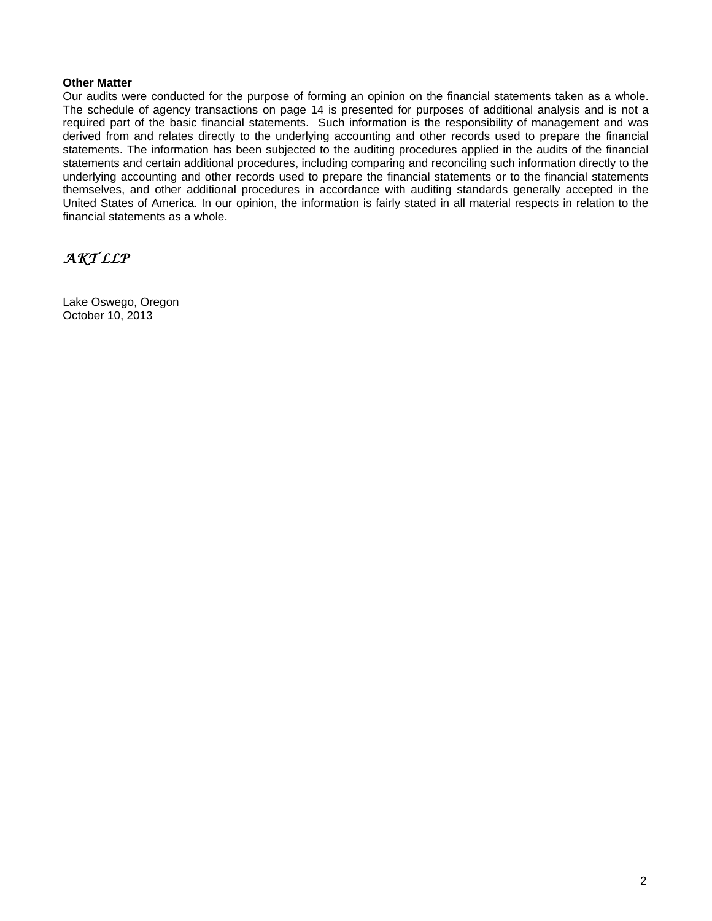**Other Matter**

Our audits were conducted for the purpose of forming an opinion on the financial statements taken as a whole. The schedule of agency transactions on page 14 is presented for purposes of additional analysis and is not a required part of the basic financial statements. Such information is the responsibility of management and was derived from and relates directly to the underlying accounting and other records used to prepare the financial statements. The information has been subjected to the auditing procedures applied in the audits of the financial statements and certain additional procedures, including comparing and reconciling such information directly to the underlying accounting and other records used to prepare the financial statements or to the financial statements themselves, and other additional procedures in accordance with auditing standards generally accepted in the United States of America. In our opinion, the information is fairly stated in all material respects in relation to the financial statements as a whole.

*AKT LLP*

Lake Oswego, Oregon
October 10, 2013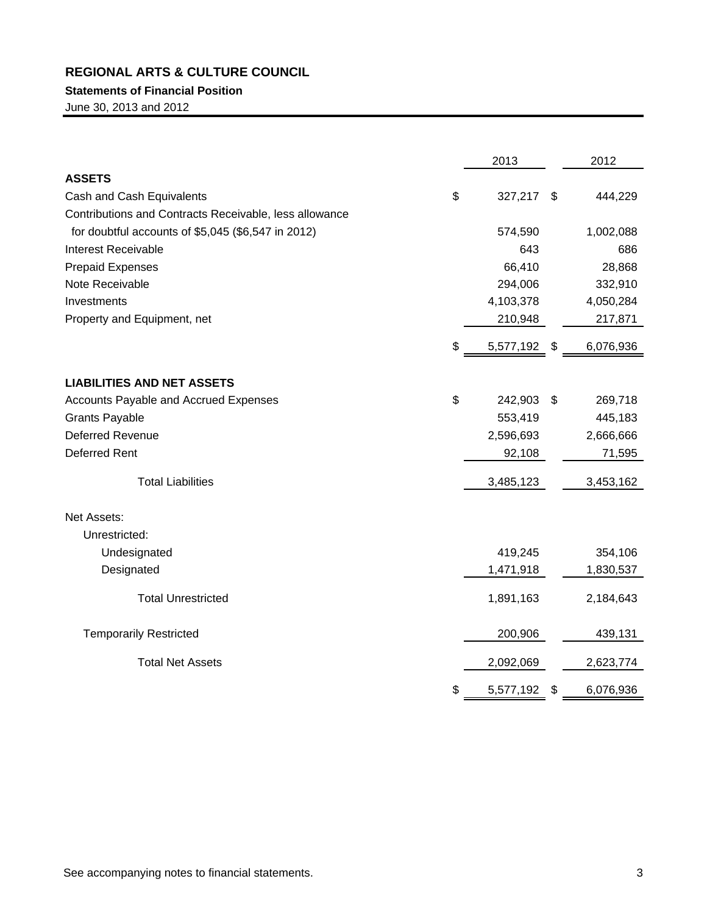**REGIONAL ARTS & CULTURE COUNCIL**

**Statements of Financial Position**

June 30, 2013 and 2012

| | 2013 | 2012 |
|---|---|---|
| **ASSETS** | | |
| Cash and Cash Equivalents | $ 327,217 | $ 444,229 |
| Contributions and Contracts Receivable, less allowance for doubtful accounts of $5,045 ($6,547 in 2012) | 574,590 | 1,002,088 |
| Interest Receivable | 643 | 686 |
| Prepaid Expenses | 66,410 | 28,868 |
| Note Receivable | 294,006 | 332,910 |
| Investments | 4,103,378 | 4,050,284 |
| Property and Equipment, net | 210,948 | 217,871 |
| | $ 5,577,192 | $ 6,076,936 |
| **LIABILITIES AND NET ASSETS** | | |
| Accounts Payable and Accrued Expenses | $ 242,903 | $ 269,718 |
| Grants Payable | 553,419 | 445,183 |
| Deferred Revenue | 2,596,693 | 2,666,666 |
| Deferred Rent | 92,108 | 71,595 |
| Total Liabilities | 3,485,123 | 3,453,162 |
| Net Assets: | | |
| Unrestricted: | | |
| Undesignated | 419,245 | 354,106 |
| Designated | 1,471,918 | 1,830,537 |
| Total Unrestricted | 1,891,163 | 2,184,643 |
| Temporarily Restricted | 200,906 | 439,131 |
| Total Net Assets | 2,092,069 | 2,623,774 |
| | $ 5,577,192 | $ 6,076,936 |

See accompanying notes to financial statements.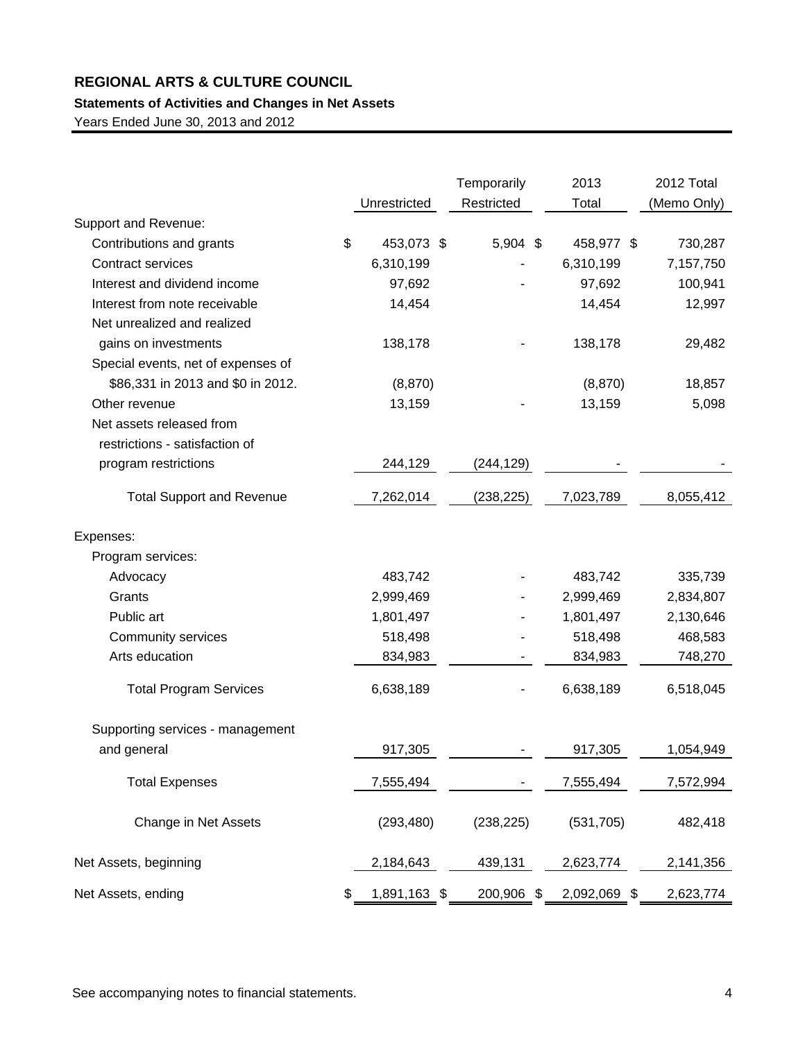# REGIONAL ARTS & CULTURE COUNCIL

## Statements of Activities and Changes in Net Assets

Years Ended June 30, 2013 and 2012

| | Unrestricted | Temporarily Restricted | 2013 Total | 2012 Total (Memo Only) |
|---|---|---|---|---|
| Support and Revenue: | | | | |
| Contributions and grants | $ 453,073 | $ 5,904 | $ 458,977 | $ 730,287 |
| Contract services | 6,310,199 | - | 6,310,199 | 7,157,750 |
| Interest and dividend income | 97,692 | - | 97,692 | 100,941 |
| Interest from note receivable | 14,454 | | 14,454 | 12,997 |
| Net unrealized and realized gains on investments | 138,178 | - | 138,178 | 29,482 |
| Special events, net of expenses of $86,331 in 2013 and $0 in 2012. | (8,870) | | (8,870) | 18,857 |
| Other revenue | 13,159 | - | 13,159 | 5,098 |
| Net assets released from restrictions - satisfaction of program restrictions | 244,129 | (244,129) | - | - |
| Total Support and Revenue | 7,262,014 | (238,225) | 7,023,789 | 8,055,412 |
| Expenses: | | | | |
| Program services: | | | | |
| Advocacy | 483,742 | - | 483,742 | 335,739 |
| Grants | 2,999,469 | - | 2,999,469 | 2,834,807 |
| Public art | 1,801,497 | - | 1,801,497 | 2,130,646 |
| Community services | 518,498 | - | 518,498 | 468,583 |
| Arts education | 834,983 | - | 834,983 | 748,270 |
| Total Program Services | 6,638,189 | - | 6,638,189 | 6,518,045 |
| Supporting services - management and general | 917,305 | - | 917,305 | 1,054,949 |
| Total Expenses | 7,555,494 | - | 7,555,494 | 7,572,994 |
| Change in Net Assets | (293,480) | (238,225) | (531,705) | 482,418 |
| Net Assets, beginning | 2,184,643 | 439,131 | 2,623,774 | 2,141,356 |
| Net Assets, ending | $ 1,891,163 | $ 200,906 | $ 2,092,069 | $ 2,623,774 |

See accompanying notes to financial statements.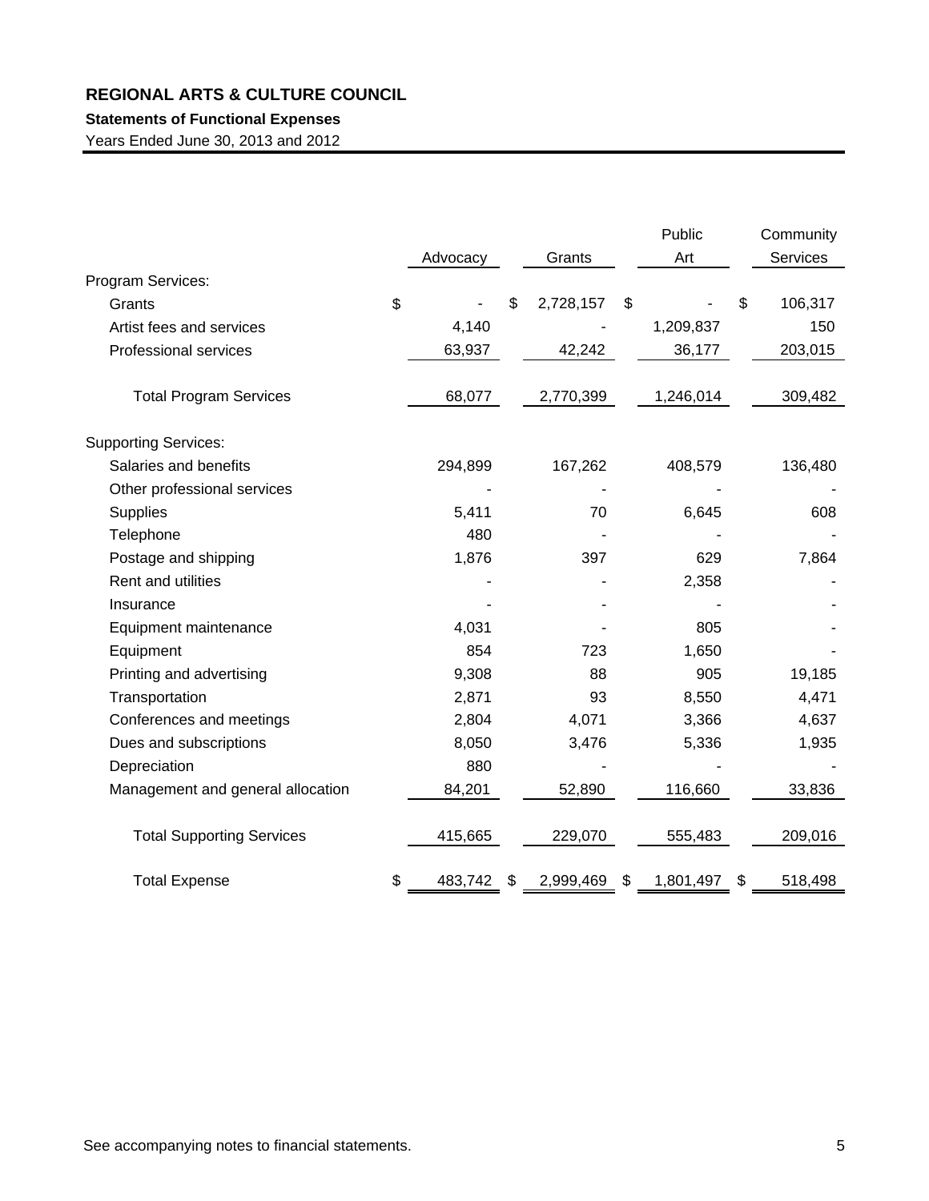**REGIONAL ARTS & CULTURE COUNCIL**

**Statements of Functional Expenses**

Years Ended June 30, 2013 and 2012

| | Advocacy | Grants | Public Art | Community Services |
|---|---|---|---|---|
| Program Services: | | | | |
| Grants | $ - | $ 2,728,157 | $ - | $ 106,317 |
| Artist fees and services | 4,140 | - | 1,209,837 | 150 |
| Professional services | 63,937 | 42,242 | 36,177 | 203,015 |
| Total Program Services | 68,077 | 2,770,399 | 1,246,014 | 309,482 |
| Supporting Services: | | | | |
| Salaries and benefits | 294,899 | 167,262 | 408,579 | 136,480 |
| Other professional services | - | - | - | - |
| Supplies | 5,411 | 70 | 6,645 | 608 |
| Telephone | 480 | - | - | - |
| Postage and shipping | 1,876 | 397 | 629 | 7,864 |
| Rent and utilities | - | - | 2,358 | - |
| Insurance | - | - | - | - |
| Equipment maintenance | 4,031 | - | 805 | - |
| Equipment | 854 | 723 | 1,650 | - |
| Printing and advertising | 9,308 | 88 | 905 | 19,185 |
| Transportation | 2,871 | 93 | 8,550 | 4,471 |
| Conferences and meetings | 2,804 | 4,071 | 3,366 | 4,637 |
| Dues and subscriptions | 8,050 | 3,476 | 5,336 | 1,935 |
| Depreciation | 880 | - | - | - |
| Management and general allocation | 84,201 | 52,890 | 116,660 | 33,836 |
| Total Supporting Services | 415,665 | 229,070 | 555,483 | 209,016 |
| Total Expense | $ 483,742 | $ 2,999,469 | $ 1,801,497 | $ 518,498 |

See accompanying notes to financial statements.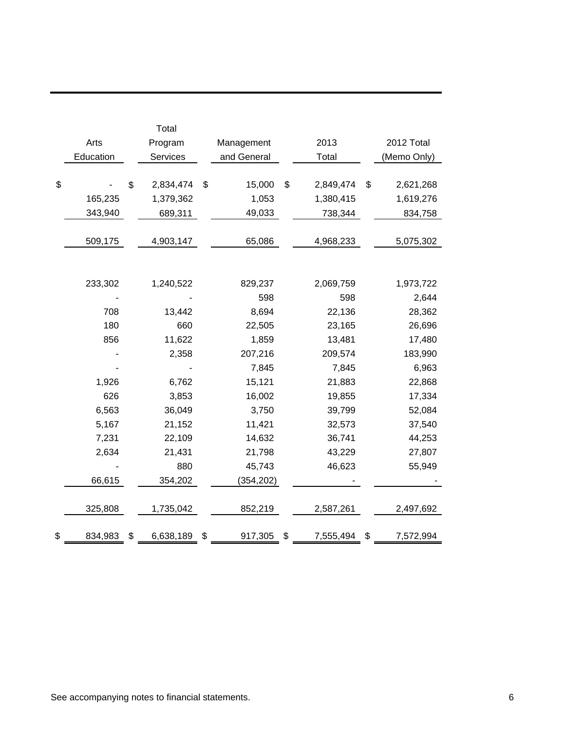| Arts Education | Total Program Services | Management and General | 2013 Total | 2012 Total (Memo Only) |
|---|---|---|---|---|
| $ - | $ 2,834,474 | $ 15,000 | $ 2,849,474 | $ 2,621,268 |
| 165,235 | 1,379,362 | 1,053 | 1,380,415 | 1,619,276 |
| 343,940 | 689,311 | 49,033 | 738,344 | 834,758 |
| 509,175 | 4,903,147 | 65,086 | 4,968,233 | 5,075,302 |
| | | | | |
| 233,302 | 1,240,522 | 829,237 | 2,069,759 | 1,973,722 |
| - | - | 598 | 598 | 2,644 |
| 708 | 13,442 | 8,694 | 22,136 | 28,362 |
| 180 | 660 | 22,505 | 23,165 | 26,696 |
| 856 | 11,622 | 1,859 | 13,481 | 17,480 |
| - | 2,358 | 207,216 | 209,574 | 183,990 |
| - | - | 7,845 | 7,845 | 6,963 |
| 1,926 | 6,762 | 15,121 | 21,883 | 22,868 |
| 626 | 3,853 | 16,002 | 19,855 | 17,334 |
| 6,563 | 36,049 | 3,750 | 39,799 | 52,084 |
| 5,167 | 21,152 | 11,421 | 32,573 | 37,540 |
| 7,231 | 22,109 | 14,632 | 36,741 | 44,253 |
| 2,634 | 21,431 | 21,798 | 43,229 | 27,807 |
| - | 880 | 45,743 | 46,623 | 55,949 |
| 66,615 | 354,202 | (354,202) | - | - |
| 325,808 | 1,735,042 | 852,219 | 2,587,261 | 2,497,692 |
| $ 834,983 | $ 6,638,189 | $ 917,305 | $ 7,555,494 | $ 7,572,994 |

See accompanying notes to financial statements.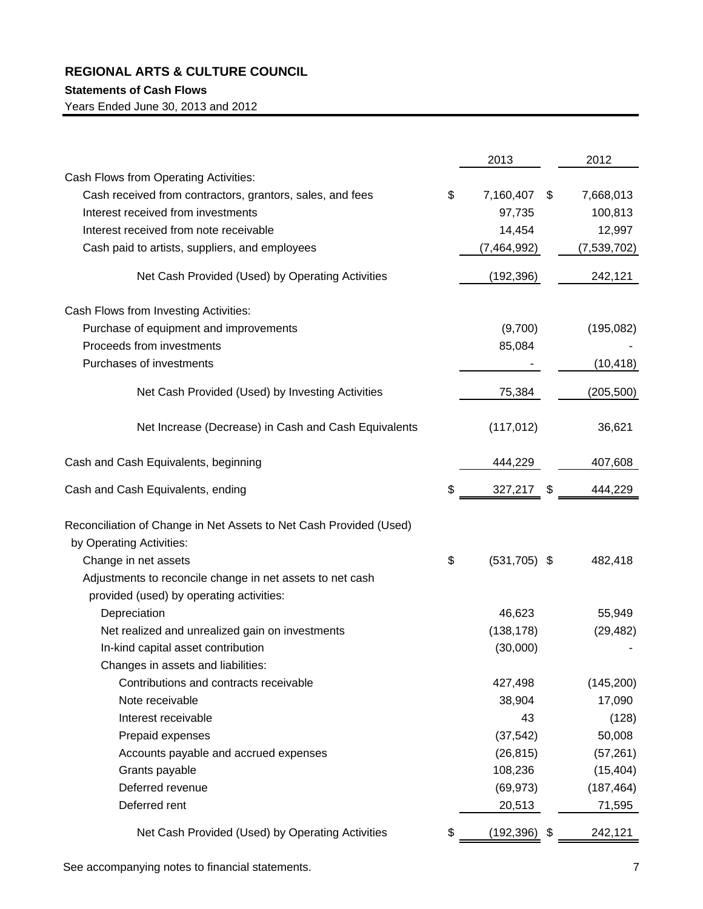**REGIONAL ARTS & CULTURE COUNCIL**

**Statements of Cash Flows**

Years Ended June 30, 2013 and 2012

| | 2013 | 2012 |
|---|---|---|
| Cash Flows from Operating Activities: | | |
| Cash received from contractors, grantors, sales, and fees | $ 7,160,407 | $ 7,668,013 |
| Interest received from investments | 97,735 | 100,813 |
| Interest received from note receivable | 14,454 | 12,997 |
| Cash paid to artists, suppliers, and employees | (7,464,992) | (7,539,702) |
| Net Cash Provided (Used) by Operating Activities | (192,396) | 242,121 |
| Cash Flows from Investing Activities: | | |
| Purchase of equipment and improvements | (9,700) | (195,082) |
| Proceeds from investments | 85,084 | - |
| Purchases of investments | - | (10,418) |
| Net Cash Provided (Used) by Investing Activities | 75,384 | (205,500) |
| Net Increase (Decrease) in Cash and Cash Equivalents | (117,012) | 36,621 |
| Cash and Cash Equivalents, beginning | 444,229 | 407,608 |
| Cash and Cash Equivalents, ending | $ 327,217 | $ 444,229 |
| Reconciliation of Change in Net Assets to Net Cash Provided (Used) by Operating Activities: | | |
| Change in net assets | $ (531,705) | $ 482,418 |
| Adjustments to reconcile change in net assets to net cash provided (used) by operating activities: | | |
| Depreciation | 46,623 | 55,949 |
| Net realized and unrealized gain on investments | (138,178) | (29,482) |
| In-kind capital asset contribution | (30,000) | - |
| Changes in assets and liabilities: | | |
| Contributions and contracts receivable | 427,498 | (145,200) |
| Note receivable | 38,904 | 17,090 |
| Interest receivable | 43 | (128) |
| Prepaid expenses | (37,542) | 50,008 |
| Accounts payable and accrued expenses | (26,815) | (57,261) |
| Grants payable | 108,236 | (15,404) |
| Deferred revenue | (69,973) | (187,464) |
| Deferred rent | 20,513 | 71,595 |
| Net Cash Provided (Used) by Operating Activities | $ (192,396) | $ 242,121 |

See accompanying notes to financial statements.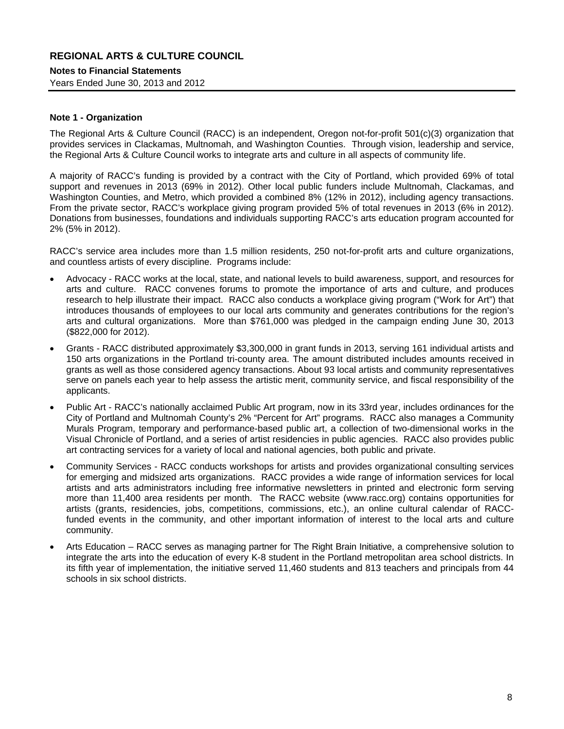# REGIONAL ARTS & CULTURE COUNCIL

**Notes to Financial Statements**

Years Ended June 30, 2013 and 2012

### Note 1 - Organization

The Regional Arts & Culture Council (RACC) is an independent, Oregon not-for-profit 501(c)(3) organization that provides services in Clackamas, Multnomah, and Washington Counties. Through vision, leadership and service, the Regional Arts & Culture Council works to integrate arts and culture in all aspects of community life.

A majority of RACC's funding is provided by a contract with the City of Portland, which provided 69% of total support and revenues in 2013 (69% in 2012). Other local public funders include Multnomah, Clackamas, and Washington Counties, and Metro, which provided a combined 8% (12% in 2012), including agency transactions. From the private sector, RACC's workplace giving program provided 5% of total revenues in 2013 (6% in 2012). Donations from businesses, foundations and individuals supporting RACC's arts education program accounted for 2% (5% in 2012).

RACC's service area includes more than 1.5 million residents, 250 not-for-profit arts and culture organizations, and countless artists of every discipline. Programs include:

- Advocacy - RACC works at the local, state, and national levels to build awareness, support, and resources for arts and culture. RACC convenes forums to promote the importance of arts and culture, and produces research to help illustrate their impact. RACC also conducts a workplace giving program ("Work for Art") that introduces thousands of employees to our local arts community and generates contributions for the region's arts and cultural organizations. More than $761,000 was pledged in the campaign ending June 30, 2013 ($822,000 for 2012).
- Grants - RACC distributed approximately $3,300,000 in grant funds in 2013, serving 161 individual artists and 150 arts organizations in the Portland tri-county area. The amount distributed includes amounts received in grants as well as those considered agency transactions. About 93 local artists and community representatives serve on panels each year to help assess the artistic merit, community service, and fiscal responsibility of the applicants.
- Public Art - RACC's nationally acclaimed Public Art program, now in its 33rd year, includes ordinances for the City of Portland and Multnomah County's 2% "Percent for Art" programs. RACC also manages a Community Murals Program, temporary and performance-based public art, a collection of two-dimensional works in the Visual Chronicle of Portland, and a series of artist residencies in public agencies. RACC also provides public art contracting services for a variety of local and national agencies, both public and private.
- Community Services - RACC conducts workshops for artists and provides organizational consulting services for emerging and midsized arts organizations. RACC provides a wide range of information services for local artists and arts administrators including free informative newsletters in printed and electronic form serving more than 11,400 area residents per month. The RACC website (www.racc.org) contains opportunities for artists (grants, residencies, jobs, competitions, commissions, etc.), an online cultural calendar of RACC-funded events in the community, and other important information of interest to the local arts and culture community.
- Arts Education – RACC serves as managing partner for The Right Brain Initiative, a comprehensive solution to integrate the arts into the education of every K-8 student in the Portland metropolitan area school districts. In its fifth year of implementation, the initiative served 11,460 students and 813 teachers and principals from 44 schools in six school districts.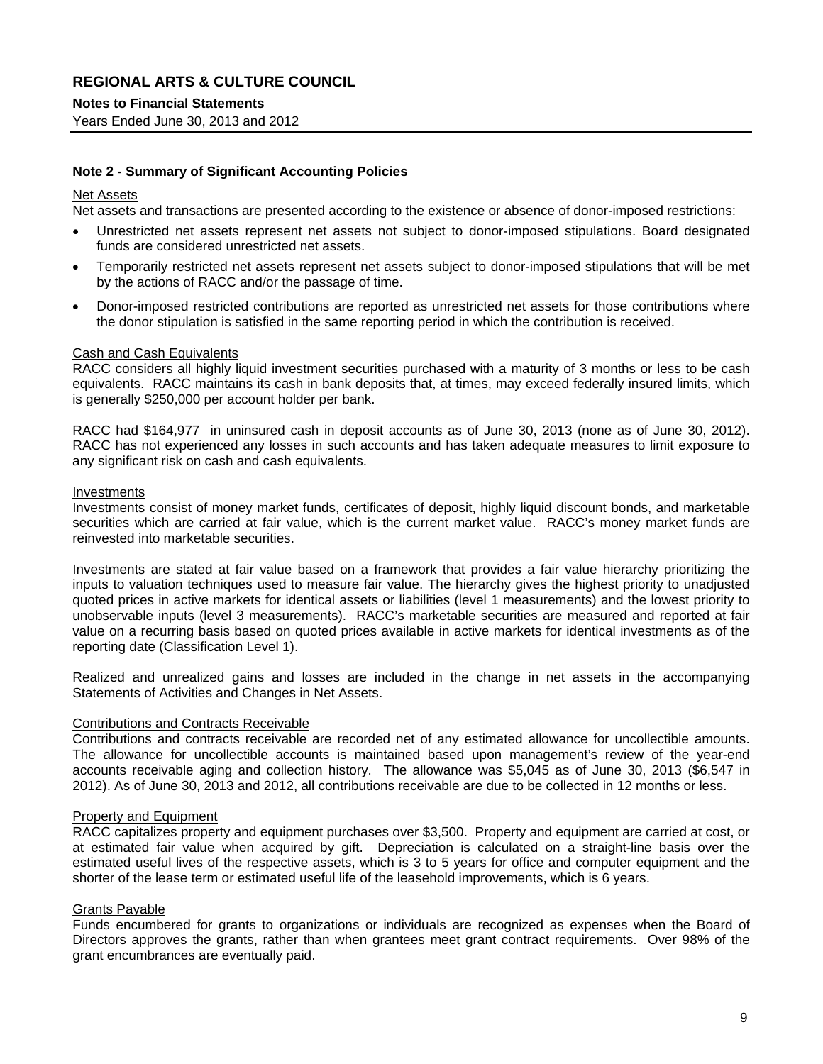# REGIONAL ARTS & CULTURE COUNCIL

**Notes to Financial Statements**

Years Ended June 30, 2013 and 2012

**Note 2 - Summary of Significant Accounting Policies**

Net Assets

Net assets and transactions are presented according to the existence or absence of donor-imposed restrictions:

- Unrestricted net assets represent net assets not subject to donor-imposed stipulations. Board designated funds are considered unrestricted net assets.
- Temporarily restricted net assets represent net assets subject to donor-imposed stipulations that will be met by the actions of RACC and/or the passage of time.
- Donor-imposed restricted contributions are reported as unrestricted net assets for those contributions where the donor stipulation is satisfied in the same reporting period in which the contribution is received.

Cash and Cash Equivalents

RACC considers all highly liquid investment securities purchased with a maturity of 3 months or less to be cash equivalents. RACC maintains its cash in bank deposits that, at times, may exceed federally insured limits, which is generally $250,000 per account holder per bank.

RACC had $164,977 in uninsured cash in deposit accounts as of June 30, 2013 (none as of June 30, 2012). RACC has not experienced any losses in such accounts and has taken adequate measures to limit exposure to any significant risk on cash and cash equivalents.

Investments

Investments consist of money market funds, certificates of deposit, highly liquid discount bonds, and marketable securities which are carried at fair value, which is the current market value. RACC's money market funds are reinvested into marketable securities.

Investments are stated at fair value based on a framework that provides a fair value hierarchy prioritizing the inputs to valuation techniques used to measure fair value. The hierarchy gives the highest priority to unadjusted quoted prices in active markets for identical assets or liabilities (level 1 measurements) and the lowest priority to unobservable inputs (level 3 measurements). RACC's marketable securities are measured and reported at fair value on a recurring basis based on quoted prices available in active markets for identical investments as of the reporting date (Classification Level 1).

Realized and unrealized gains and losses are included in the change in net assets in the accompanying Statements of Activities and Changes in Net Assets.

Contributions and Contracts Receivable

Contributions and contracts receivable are recorded net of any estimated allowance for uncollectible amounts. The allowance for uncollectible accounts is maintained based upon management's review of the year-end accounts receivable aging and collection history. The allowance was $5,045 as of June 30, 2013 ($6,547 in 2012). As of June 30, 2013 and 2012, all contributions receivable are due to be collected in 12 months or less.

Property and Equipment

RACC capitalizes property and equipment purchases over $3,500. Property and equipment are carried at cost, or at estimated fair value when acquired by gift. Depreciation is calculated on a straight-line basis over the estimated useful lives of the respective assets, which is 3 to 5 years for office and computer equipment and the shorter of the lease term or estimated useful life of the leasehold improvements, which is 6 years.

Grants Payable

Funds encumbered for grants to organizations or individuals are recognized as expenses when the Board of Directors approves the grants, rather than when grantees meet grant contract requirements. Over 98% of the grant encumbrances are eventually paid.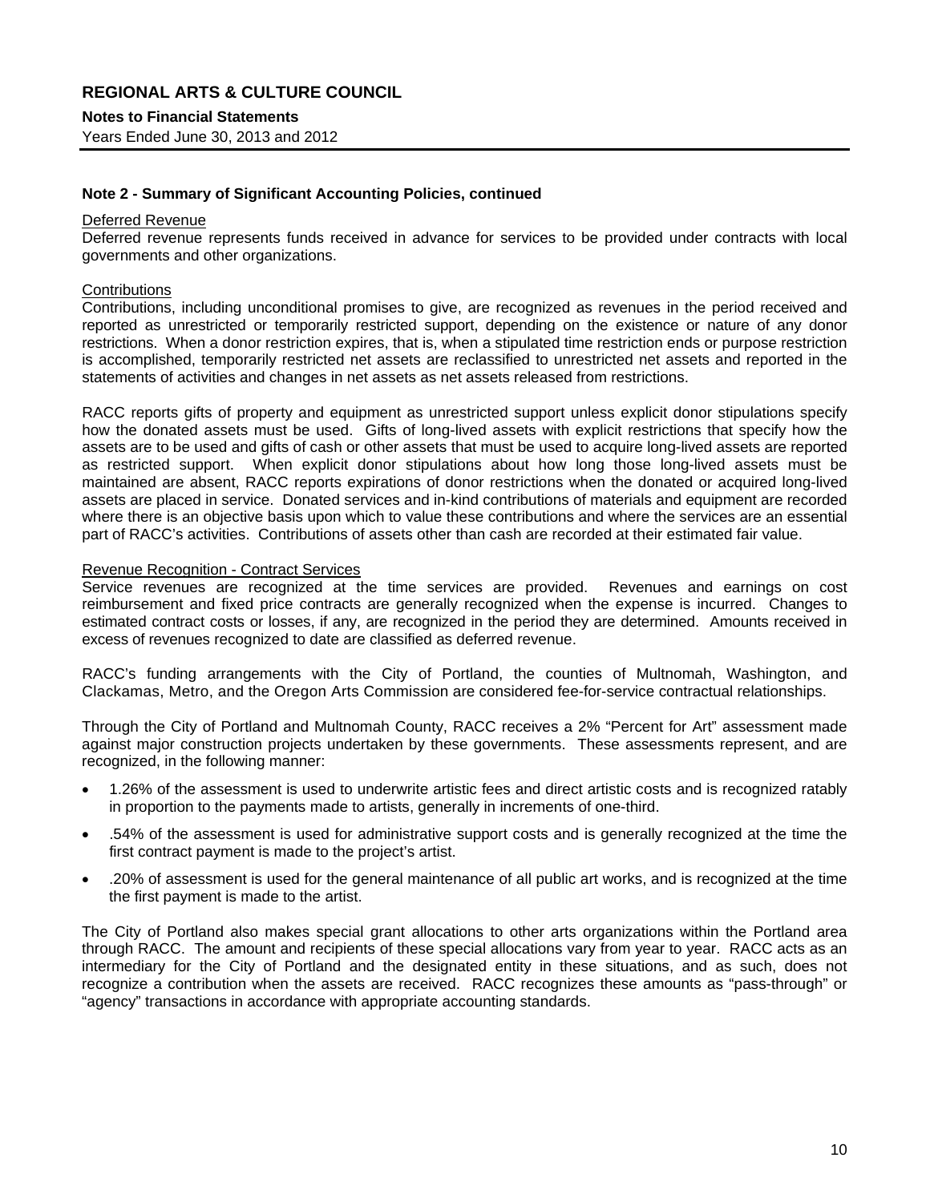### Note 2 - Summary of Significant Accounting Policies, continued

Deferred Revenue

Deferred revenue represents funds received in advance for services to be provided under contracts with local governments and other organizations.

Contributions

Contributions, including unconditional promises to give, are recognized as revenues in the period received and reported as unrestricted or temporarily restricted support, depending on the existence or nature of any donor restrictions. When a donor restriction expires, that is, when a stipulated time restriction ends or purpose restriction is accomplished, temporarily restricted net assets are reclassified to unrestricted net assets and reported in the statements of activities and changes in net assets as net assets released from restrictions.

RACC reports gifts of property and equipment as unrestricted support unless explicit donor stipulations specify how the donated assets must be used. Gifts of long-lived assets with explicit restrictions that specify how the assets are to be used and gifts of cash or other assets that must be used to acquire long-lived assets are reported as restricted support. When explicit donor stipulations about how long those long-lived assets must be maintained are absent, RACC reports expirations of donor restrictions when the donated or acquired long-lived assets are placed in service. Donated services and in-kind contributions of materials and equipment are recorded where there is an objective basis upon which to value these contributions and where the services are an essential part of RACC's activities. Contributions of assets other than cash are recorded at their estimated fair value.

Revenue Recognition - Contract Services

Service revenues are recognized at the time services are provided. Revenues and earnings on cost reimbursement and fixed price contracts are generally recognized when the expense is incurred. Changes to estimated contract costs or losses, if any, are recognized in the period they are determined. Amounts received in excess of revenues recognized to date are classified as deferred revenue.

RACC's funding arrangements with the City of Portland, the counties of Multnomah, Washington, and Clackamas, Metro, and the Oregon Arts Commission are considered fee-for-service contractual relationships.

Through the City of Portland and Multnomah County, RACC receives a 2% "Percent for Art" assessment made against major construction projects undertaken by these governments. These assessments represent, and are recognized, in the following manner:

- 1.26% of the assessment is used to underwrite artistic fees and direct artistic costs and is recognized ratably in proportion to the payments made to artists, generally in increments of one-third.
- .54% of the assessment is used for administrative support costs and is generally recognized at the time the first contract payment is made to the project's artist.
- .20% of assessment is used for the general maintenance of all public art works, and is recognized at the time the first payment is made to the artist.

The City of Portland also makes special grant allocations to other arts organizations within the Portland area through RACC. The amount and recipients of these special allocations vary from year to year. RACC acts as an intermediary for the City of Portland and the designated entity in these situations, and as such, does not recognize a contribution when the assets are received. RACC recognizes these amounts as "pass-through" or "agency" transactions in accordance with appropriate accounting standards.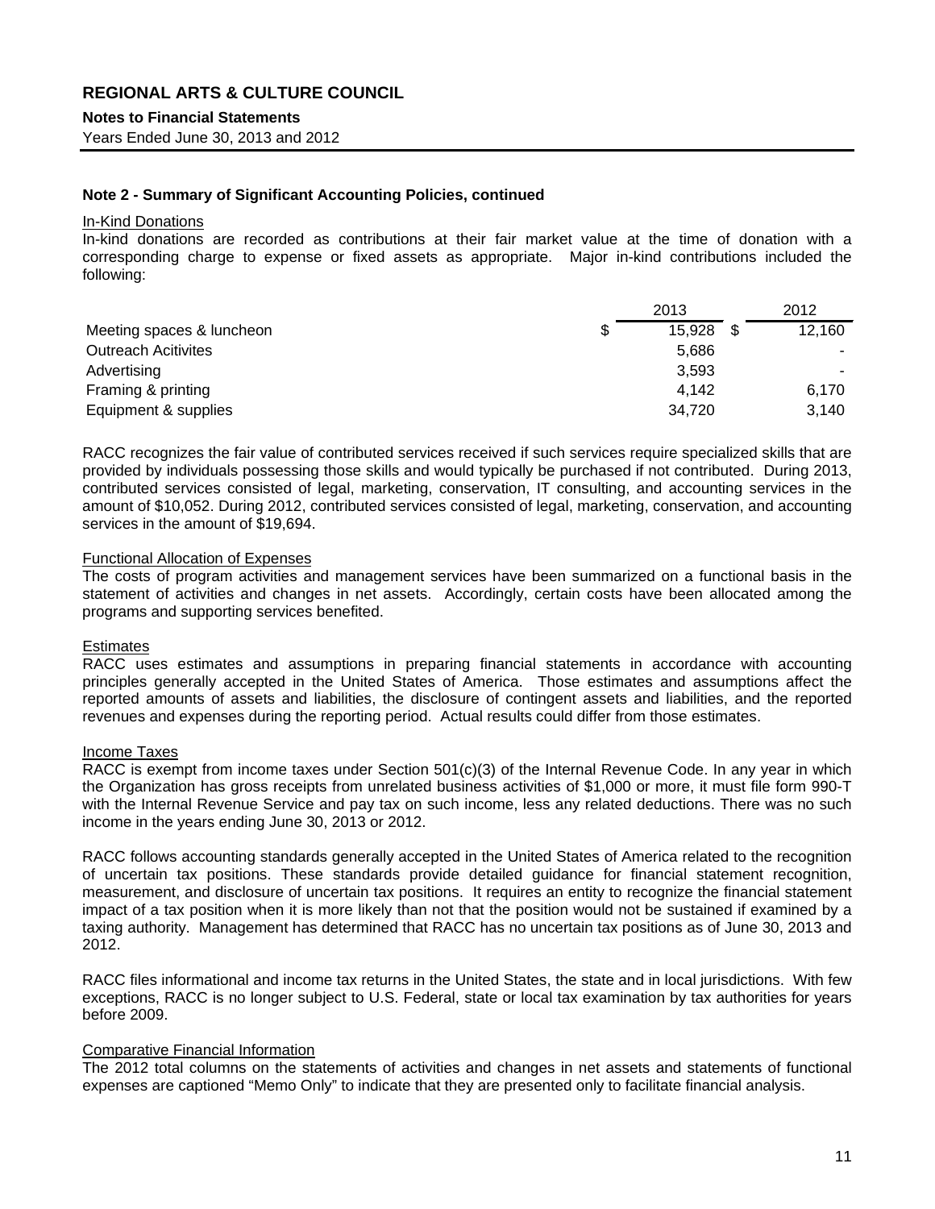# REGIONAL ARTS & CULTURE COUNCIL

**Notes to Financial Statements**

Years Ended June 30, 2013 and 2012

**Note 2 - Summary of Significant Accounting Policies, continued**

In-Kind Donations

In-kind donations are recorded as contributions at their fair market value at the time of donation with a corresponding charge to expense or fixed assets as appropriate. Major in-kind contributions included the following:

| | 2013 | 2012 |
|---|---|---|
| Meeting spaces & luncheon | $ 15,928 | $ 12,160 |
| Outreach Acitivites | 5,686 | - |
| Advertising | 3,593 | - |
| Framing & printing | 4,142 | 6,170 |
| Equipment & supplies | 34,720 | 3,140 |

RACC recognizes the fair value of contributed services received if such services require specialized skills that are provided by individuals possessing those skills and would typically be purchased if not contributed. During 2013, contributed services consisted of legal, marketing, conservation, IT consulting, and accounting services in the amount of $10,052. During 2012, contributed services consisted of legal, marketing, conservation, and accounting services in the amount of $19,694.

Functional Allocation of Expenses

The costs of program activities and management services have been summarized on a functional basis in the statement of activities and changes in net assets. Accordingly, certain costs have been allocated among the programs and supporting services benefited.

Estimates

RACC uses estimates and assumptions in preparing financial statements in accordance with accounting principles generally accepted in the United States of America. Those estimates and assumptions affect the reported amounts of assets and liabilities, the disclosure of contingent assets and liabilities, and the reported revenues and expenses during the reporting period. Actual results could differ from those estimates.

Income Taxes

RACC is exempt from income taxes under Section 501(c)(3) of the Internal Revenue Code. In any year in which the Organization has gross receipts from unrelated business activities of $1,000 or more, it must file form 990-T with the Internal Revenue Service and pay tax on such income, less any related deductions. There was no such income in the years ending June 30, 2013 or 2012.

RACC follows accounting standards generally accepted in the United States of America related to the recognition of uncertain tax positions. These standards provide detailed guidance for financial statement recognition, measurement, and disclosure of uncertain tax positions. It requires an entity to recognize the financial statement impact of a tax position when it is more likely than not that the position would not be sustained if examined by a taxing authority. Management has determined that RACC has no uncertain tax positions as of June 30, 2013 and 2012.

RACC files informational and income tax returns in the United States, the state and in local jurisdictions. With few exceptions, RACC is no longer subject to U.S. Federal, state or local tax examination by tax authorities for years before 2009.

Comparative Financial Information

The 2012 total columns on the statements of activities and changes in net assets and statements of functional expenses are captioned "Memo Only" to indicate that they are presented only to facilitate financial analysis.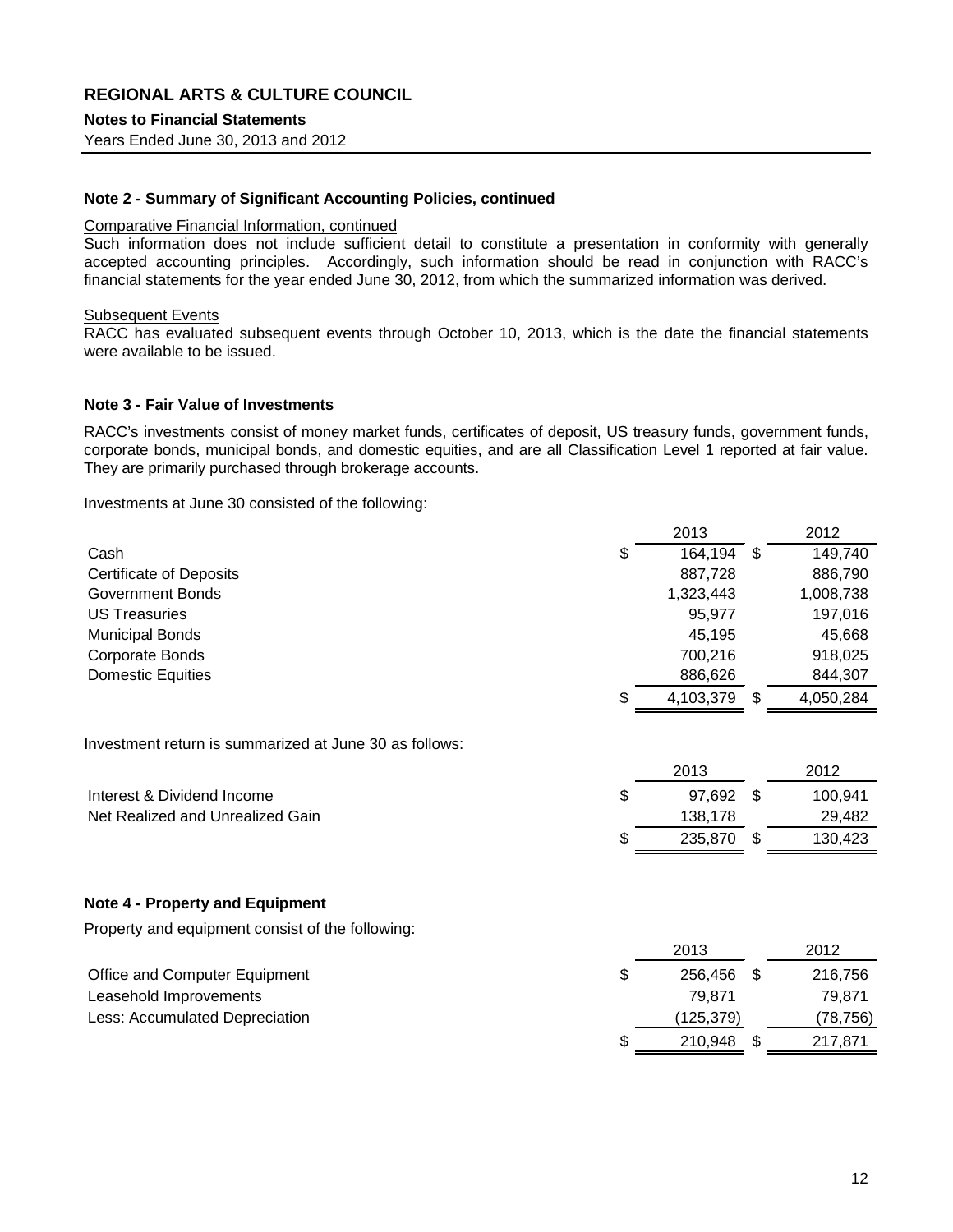# REGIONAL ARTS & CULTURE COUNCIL

**Notes to Financial Statements**

Years Ended June 30, 2013 and 2012

## Note 2 - Summary of Significant Accounting Policies, continued

Comparative Financial Information, continued

Such information does not include sufficient detail to constitute a presentation in conformity with generally accepted accounting principles. Accordingly, such information should be read in conjunction with RACC's financial statements for the year ended June 30, 2012, from which the summarized information was derived.

Subsequent Events

RACC has evaluated subsequent events through October 10, 2013, which is the date the financial statements were available to be issued.

## Note 3 - Fair Value of Investments

RACC's investments consist of money market funds, certificates of deposit, US treasury funds, government funds, corporate bonds, municipal bonds, and domestic equities, and are all Classification Level 1 reported at fair value. They are primarily purchased through brokerage accounts.

Investments at June 30 consisted of the following:

| | 2013 | 2012 |
|---|---|---|
| Cash | $ 164,194 | $ 149,740 |
| Certificate of Deposits | 887,728 | 886,790 |
| Government Bonds | 1,323,443 | 1,008,738 |
| US Treasuries | 95,977 | 197,016 |
| Municipal Bonds | 45,195 | 45,668 |
| Corporate Bonds | 700,216 | 918,025 |
| Domestic Equities | 886,626 | 844,307 |
| | $ 4,103,379 | $ 4,050,284 |

Investment return is summarized at June 30 as follows:

| | 2013 | 2012 |
|---|---|---|
| Interest & Dividend Income | $ 97,692 | $ 100,941 |
| Net Realized and Unrealized Gain | 138,178 | 29,482 |
| | $ 235,870 | $ 130,423 |

## Note 4 - Property and Equipment

Property and equipment consist of the following:

| | 2013 | 2012 |
|---|---|---|
| Office and Computer Equipment | $ 256,456 | $ 216,756 |
| Leasehold Improvements | 79,871 | 79,871 |
| Less: Accumulated Depreciation | (125,379) | (78,756) |
| | $ 210,948 | $ 217,871 |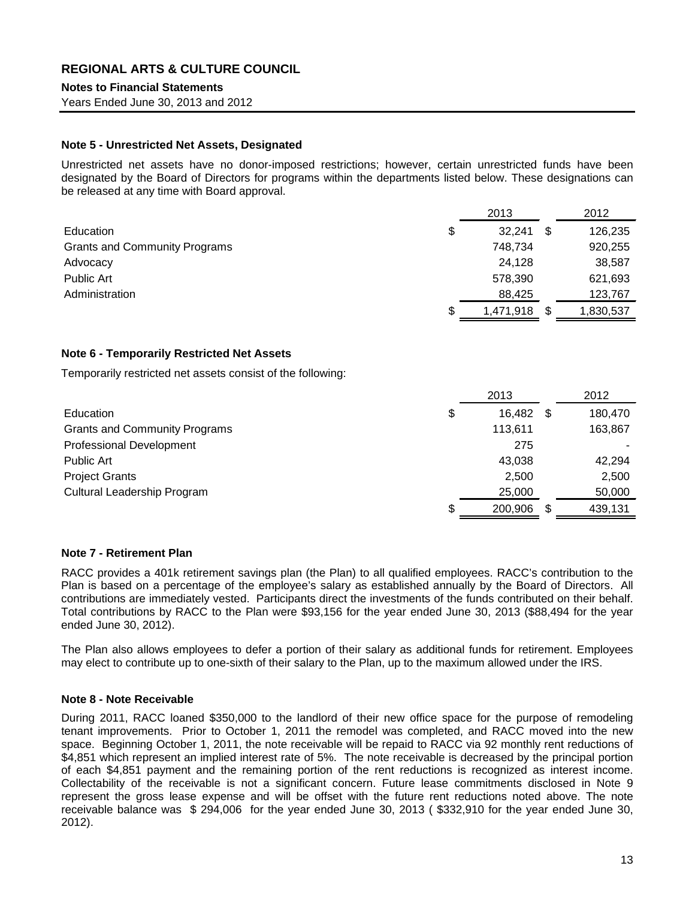# REGIONAL ARTS & CULTURE COUNCIL

**Notes to Financial Statements**

Years Ended June 30, 2013 and 2012

### Note 5 - Unrestricted Net Assets, Designated

Unrestricted net assets have no donor-imposed restrictions; however, certain unrestricted funds have been designated by the Board of Directors for programs within the departments listed below. These designations can be released at any time with Board approval.

| | 2013 | 2012 |
|---|---|---|
| Education | $ 32,241 | $ 126,235 |
| Grants and Community Programs | 748,734 | 920,255 |
| Advocacy | 24,128 | 38,587 |
| Public Art | 578,390 | 621,693 |
| Administration | 88,425 | 123,767 |
| | $ 1,471,918 | $ 1,830,537 |

### Note 6 - Temporarily Restricted Net Assets

Temporarily restricted net assets consist of the following:

| | 2013 | 2012 |
|---|---|---|
| Education | $ 16,482 | $ 180,470 |
| Grants and Community Programs | 113,611 | 163,867 |
| Professional Development | 275 | - |
| Public Art | 43,038 | 42,294 |
| Project Grants | 2,500 | 2,500 |
| Cultural Leadership Program | 25,000 | 50,000 |
| | $ 200,906 | $ 439,131 |

### Note 7 - Retirement Plan

RACC provides a 401k retirement savings plan (the Plan) to all qualified employees. RACC's contribution to the Plan is based on a percentage of the employee's salary as established annually by the Board of Directors. All contributions are immediately vested. Participants direct the investments of the funds contributed on their behalf. Total contributions by RACC to the Plan were $93,156 for the year ended June 30, 2013 ($88,494 for the year ended June 30, 2012).

The Plan also allows employees to defer a portion of their salary as additional funds for retirement. Employees may elect to contribute up to one-sixth of their salary to the Plan, up to the maximum allowed under the IRS.

### Note 8 - Note Receivable

During 2011, RACC loaned $350,000 to the landlord of their new office space for the purpose of remodeling tenant improvements. Prior to October 1, 2011 the remodel was completed, and RACC moved into the new space. Beginning October 1, 2011, the note receivable will be repaid to RACC via 92 monthly rent reductions of $4,851 which represent an implied interest rate of 5%. The note receivable is decreased by the principal portion of each $4,851 payment and the remaining portion of the rent reductions is recognized as interest income. Collectability of the receivable is not a significant concern. Future lease commitments disclosed in Note 9 represent the gross lease expense and will be offset with the future rent reductions noted above. The note receivable balance was $ 294,006 for the year ended June 30, 2013 ( $332,910 for the year ended June 30, 2012).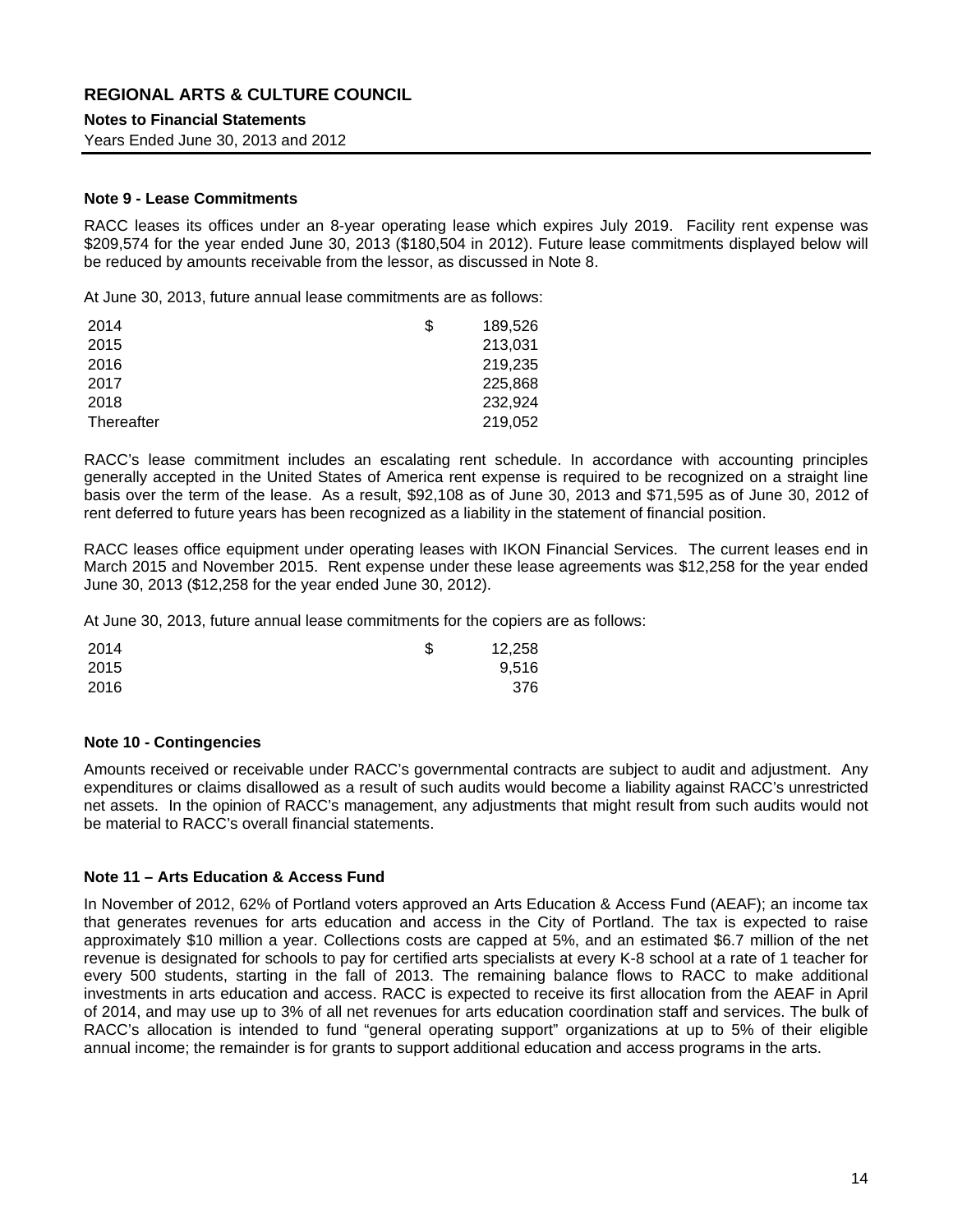## Note 9 - Lease Commitments

RACC leases its offices under an 8-year operating lease which expires July 2019. Facility rent expense was \$209,574 for the year ended June 30, 2013 (\$180,504 in 2012). Future lease commitments displayed below will be reduced by amounts receivable from the lessor, as discussed in Note 8.

At June 30, 2013, future annual lease commitments are as follows:

| | | |
|---|---|---|
| 2014 | $ | 189,526 |
| 2015 | | 213,031 |
| 2016 | | 219,235 |
| 2017 | | 225,868 |
| 2018 | | 232,924 |
| Thereafter | | 219,052 |

RACC's lease commitment includes an escalating rent schedule. In accordance with accounting principles generally accepted in the United States of America rent expense is required to be recognized on a straight line basis over the term of the lease. As a result, \$92,108 as of June 30, 2013 and \$71,595 as of June 30, 2012 of rent deferred to future years has been recognized as a liability in the statement of financial position.

RACC leases office equipment under operating leases with IKON Financial Services. The current leases end in March 2015 and November 2015. Rent expense under these lease agreements was \$12,258 for the year ended June 30, 2013 (\$12,258 for the year ended June 30, 2012).

At June 30, 2013, future annual lease commitments for the copiers are as follows:

| | | |
|---|---|---|
| 2014 | $ | 12,258 |
| 2015 | | 9,516 |
| 2016 | | 376 |

## Note 10 - Contingencies

Amounts received or receivable under RACC's governmental contracts are subject to audit and adjustment. Any expenditures or claims disallowed as a result of such audits would become a liability against RACC's unrestricted net assets. In the opinion of RACC's management, any adjustments that might result from such audits would not be material to RACC's overall financial statements.

## Note 11 – Arts Education & Access Fund

In November of 2012, 62% of Portland voters approved an Arts Education & Access Fund (AEAF); an income tax that generates revenues for arts education and access in the City of Portland. The tax is expected to raise approximately \$10 million a year. Collections costs are capped at 5%, and an estimated \$6.7 million of the net revenue is designated for schools to pay for certified arts specialists at every K-8 school at a rate of 1 teacher for every 500 students, starting in the fall of 2013. The remaining balance flows to RACC to make additional investments in arts education and access. RACC is expected to receive its first allocation from the AEAF in April of 2014, and may use up to 3% of all net revenues for arts education coordination staff and services. The bulk of RACC's allocation is intended to fund "general operating support" organizations at up to 5% of their eligible annual income; the remainder is for grants to support additional education and access programs in the arts.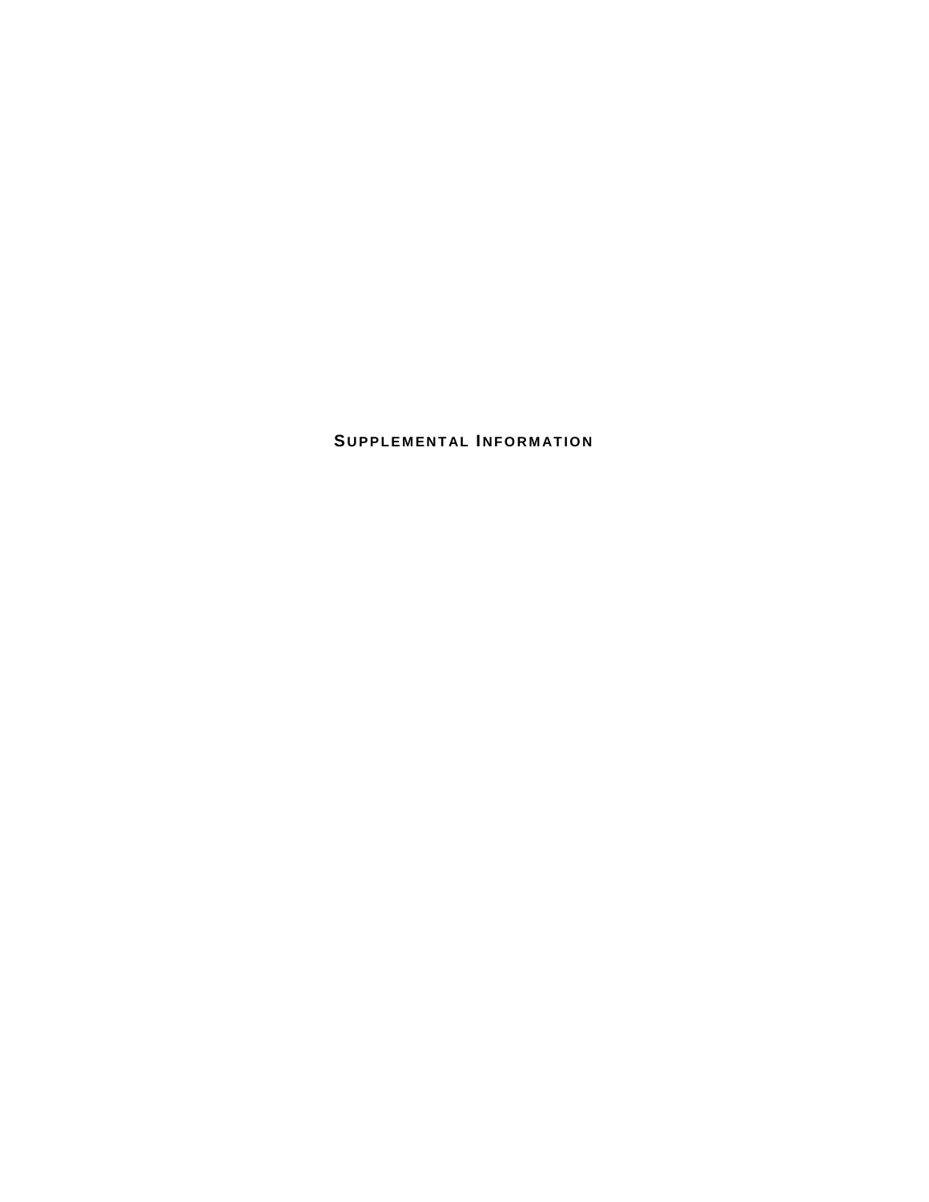# Supplemental Information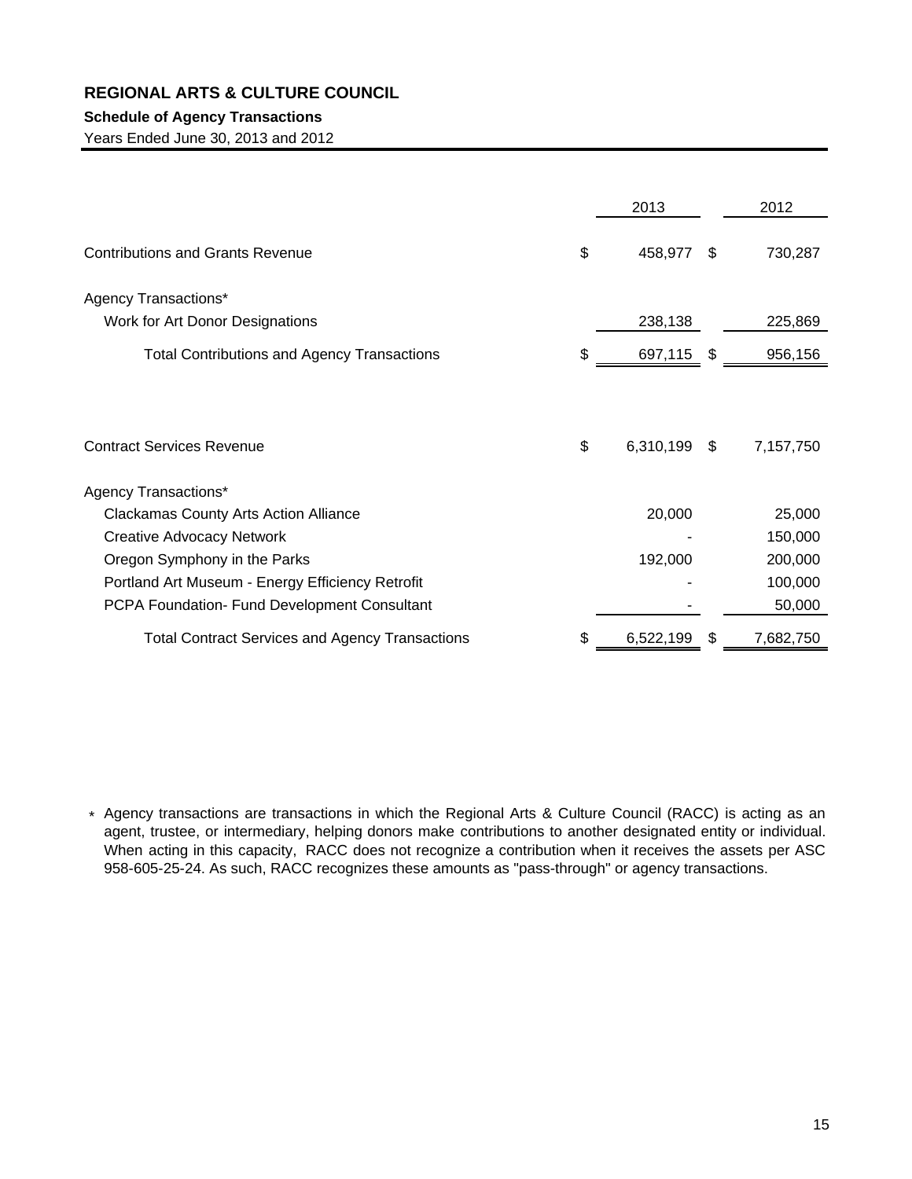# REGIONAL ARTS & CULTURE COUNCIL

## Schedule of Agency Transactions

Years Ended June 30, 2013 and 2012

| | | 2013 | | 2012 |
|---|---|---|---|---|
| Contributions and Grants Revenue | $ | 458,977 | $ | 730,287 |
| Agency Transactions* | | | | |
| Work for Art Donor Designations | | 238,138 | | 225,869 |
| Total Contributions and Agency Transactions | $ | 697,115 | $ | 956,156 |
| | | | | |
| Contract Services Revenue | $ | 6,310,199 | $ | 7,157,750 |
| Agency Transactions* | | | | |
| Clackamas County Arts Action Alliance | | 20,000 | | 25,000 |
| Creative Advocacy Network | | - | | 150,000 |
| Oregon Symphony in the Parks | | 192,000 | | 200,000 |
| Portland Art Museum - Energy Efficiency Retrofit | | - | | 100,000 |
| PCPA Foundation- Fund Development Consultant | | - | | 50,000 |
| Total Contract Services and Agency Transactions | $ | 6,522,199 | $ | 7,682,750 |

* Agency transactions are transactions in which the Regional Arts & Culture Council (RACC) is acting as an agent, trustee, or intermediary, helping donors make contributions to another designated entity or individual. When acting in this capacity, RACC does not recognize a contribution when it receives the assets per ASC 958-605-25-24. As such, RACC recognizes these amounts as "pass-through" or agency transactions.